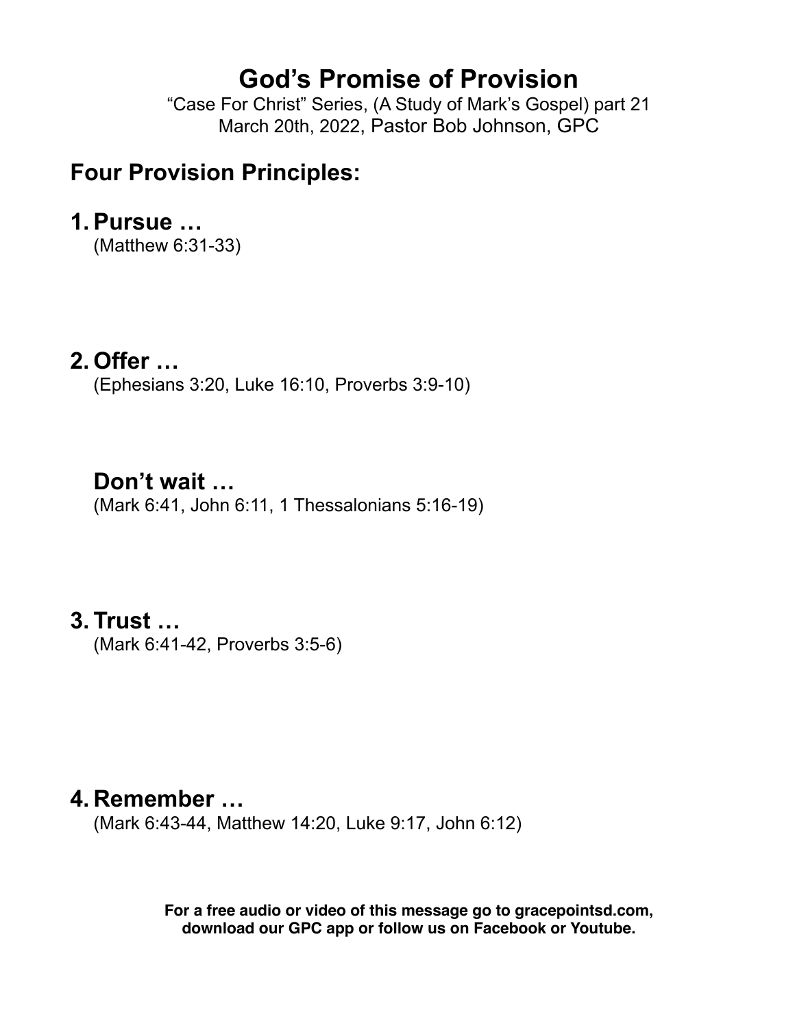# God's Promise of Provision

"Case For Christ" Series, (A Study of Mark's Gospel) part 21
March 20th, 2022, Pastor Bob Johnson, GPC

## Four Provision Principles:

### 1. Pursue …

(Matthew 6:31-33)

### 2. Offer …

(Ephesians 3:20, Luke 16:10, Proverbs 3:9-10)

### Don't wait …

(Mark 6:41, John 6:11, 1 Thessalonians 5:16-19)

### 3. Trust …

(Mark 6:41-42, Proverbs 3:5-6)

### 4. Remember …

(Mark 6:43-44, Matthew 14:20, Luke 9:17, John 6:12)

**For a free audio or video of this message go to gracepointsd.com, download our GPC app or follow us on Facebook or Youtube.**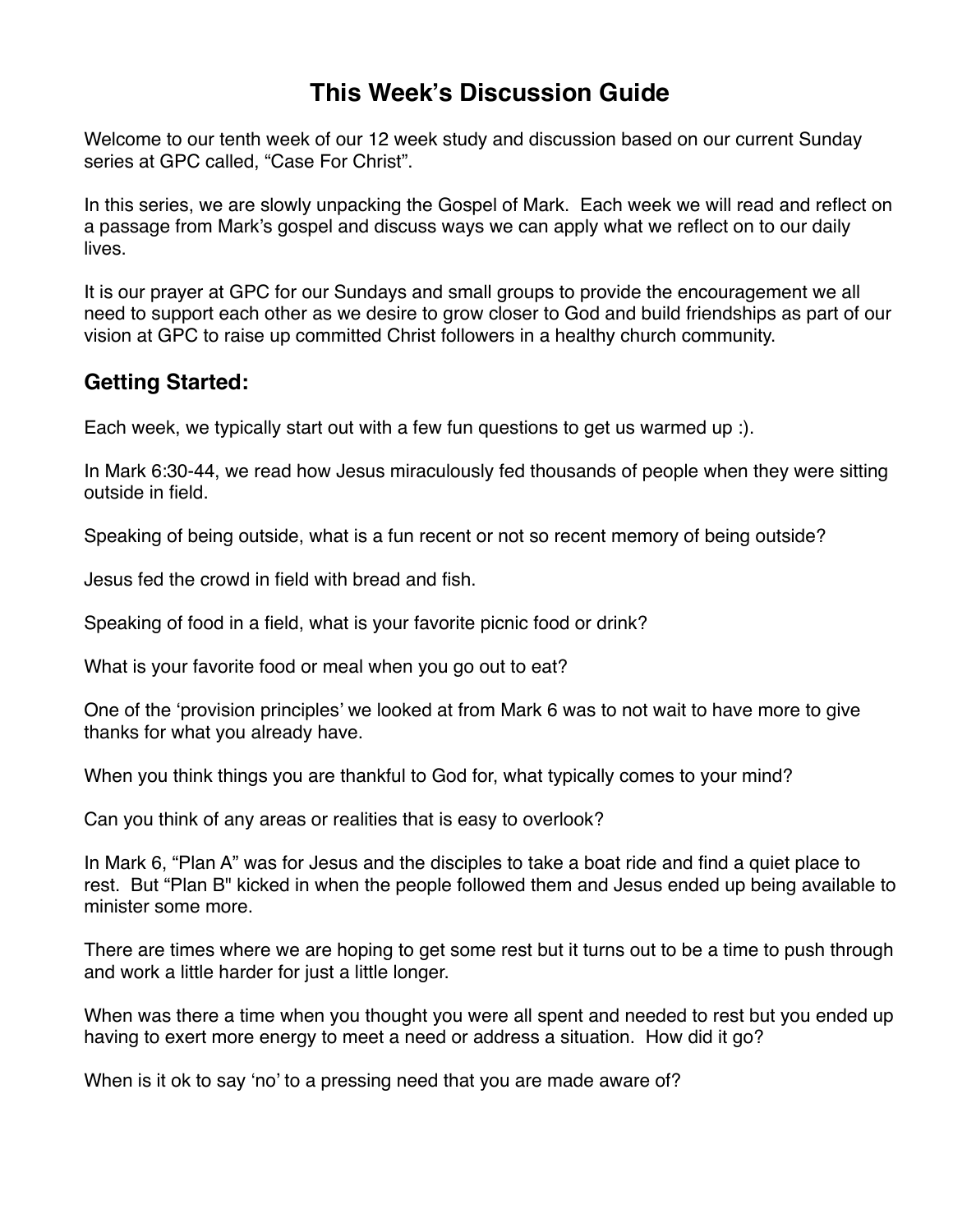# This Week's Discussion Guide

Welcome to our tenth week of our 12 week study and discussion based on our current Sunday series at GPC called, "Case For Christ".

In this series, we are slowly unpacking the Gospel of Mark. Each week we will read and reflect on a passage from Mark's gospel and discuss ways we can apply what we reflect on to our daily lives.

It is our prayer at GPC for our Sundays and small groups to provide the encouragement we all need to support each other as we desire to grow closer to God and build friendships as part of our vision at GPC to raise up committed Christ followers in a healthy church community.

## Getting Started:

Each week, we typically start out with a few fun questions to get us warmed up :).

In Mark 6:30-44, we read how Jesus miraculously fed thousands of people when they were sitting outside in field.

Speaking of being outside, what is a fun recent or not so recent memory of being outside?

Jesus fed the crowd in field with bread and fish.

Speaking of food in a field, what is your favorite picnic food or drink?

What is your favorite food or meal when you go out to eat?

One of the 'provision principles' we looked at from Mark 6 was to not wait to have more to give thanks for what you already have.

When you think things you are thankful to God for, what typically comes to your mind?

Can you think of any areas or realities that is easy to overlook?

In Mark 6, "Plan A" was for Jesus and the disciples to take a boat ride and find a quiet place to rest. But "Plan B" kicked in when the people followed them and Jesus ended up being available to minister some more.

There are times where we are hoping to get some rest but it turns out to be a time to push through and work a little harder for just a little longer.

When was there a time when you thought you were all spent and needed to rest but you ended up having to exert more energy to meet a need or address a situation. How did it go?

When is it ok to say 'no' to a pressing need that you are made aware of?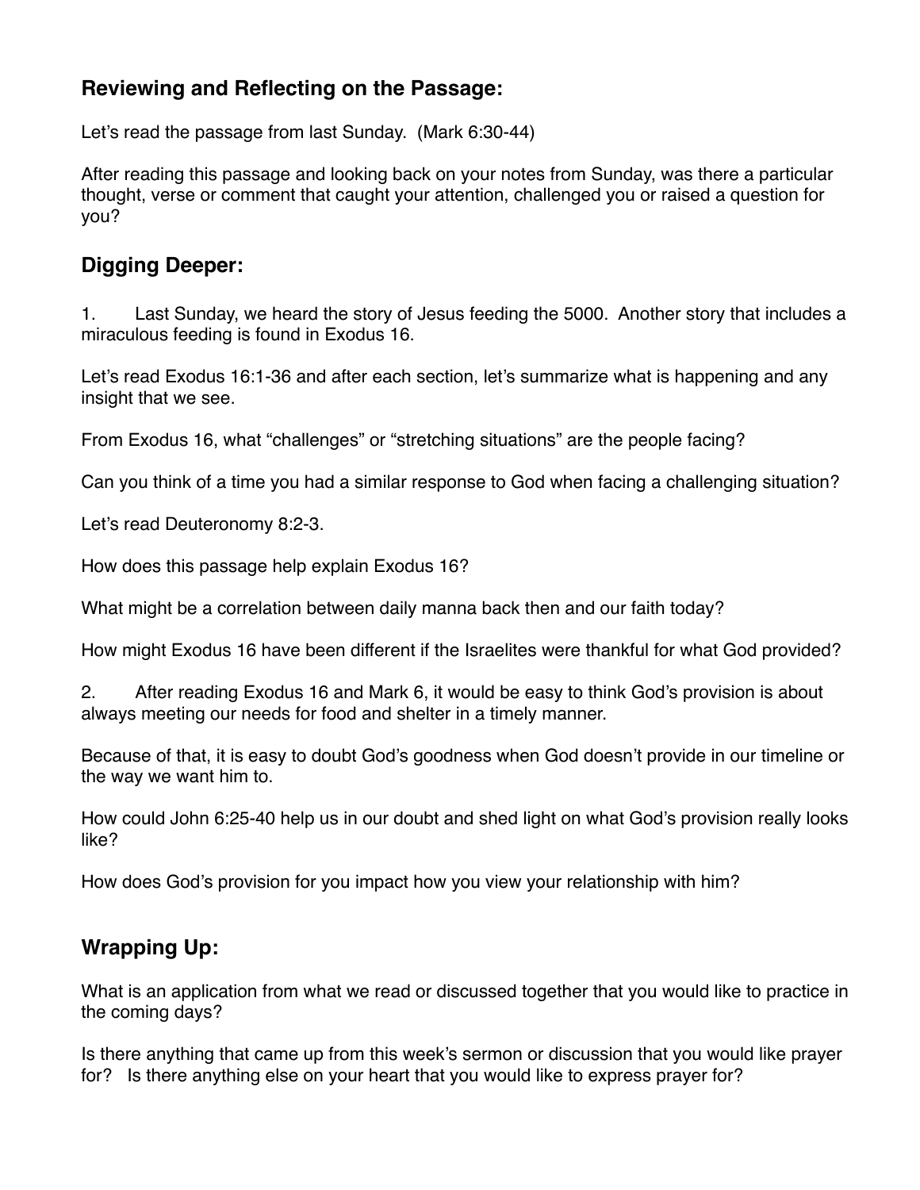## Reviewing and Reflecting on the Passage:

Let's read the passage from last Sunday. (Mark 6:30-44)

After reading this passage and looking back on your notes from Sunday, was there a particular thought, verse or comment that caught your attention, challenged you or raised a question for you?

## Digging Deeper:

1. Last Sunday, we heard the story of Jesus feeding the 5000. Another story that includes a miraculous feeding is found in Exodus 16.

Let's read Exodus 16:1-36 and after each section, let's summarize what is happening and any insight that we see.

From Exodus 16, what "challenges" or "stretching situations" are the people facing?

Can you think of a time you had a similar response to God when facing a challenging situation?

Let's read Deuteronomy 8:2-3.

How does this passage help explain Exodus 16?

What might be a correlation between daily manna back then and our faith today?

How might Exodus 16 have been different if the Israelites were thankful for what God provided?

2. After reading Exodus 16 and Mark 6, it would be easy to think God's provision is about always meeting our needs for food and shelter in a timely manner.

Because of that, it is easy to doubt God's goodness when God doesn't provide in our timeline or the way we want him to.

How could John 6:25-40 help us in our doubt and shed light on what God's provision really looks like?

How does God's provision for you impact how you view your relationship with him?

## Wrapping Up:

What is an application from what we read or discussed together that you would like to practice in the coming days?

Is there anything that came up from this week's sermon or discussion that you would like prayer for? Is there anything else on your heart that you would like to express prayer for?